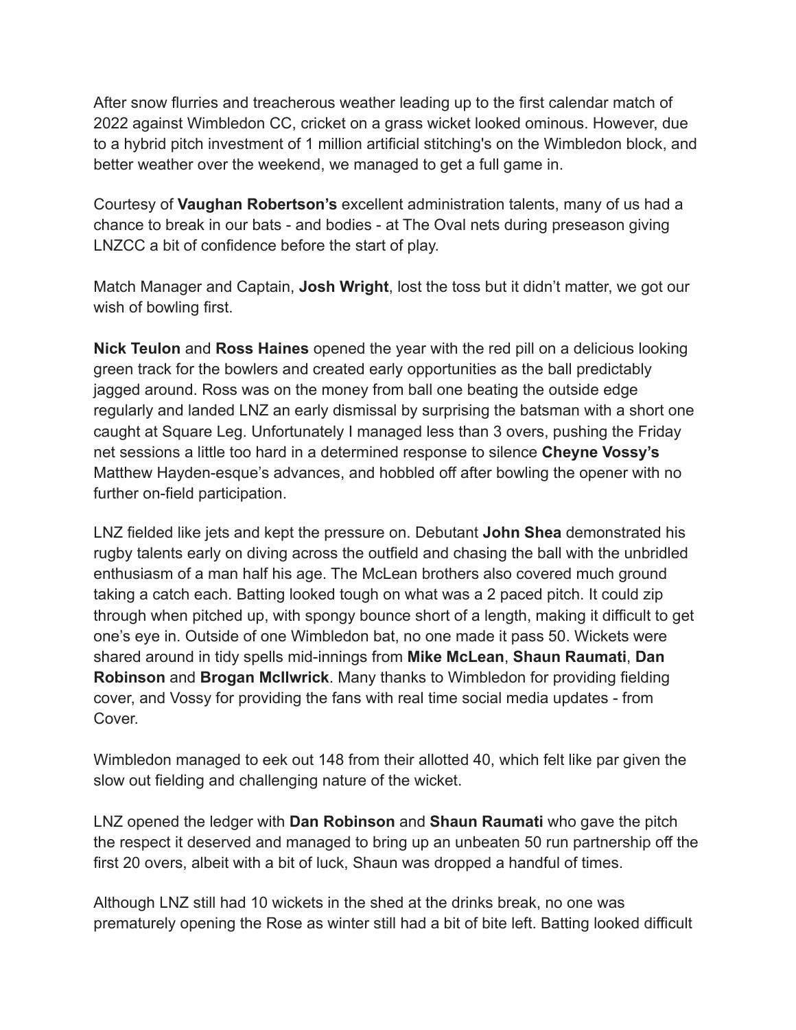After snow flurries and treacherous weather leading up to the first calendar match of 2022 against Wimbledon CC, cricket on a grass wicket looked ominous. However, due to a hybrid pitch investment of 1 million artificial stitching's on the Wimbledon block, and better weather over the weekend, we managed to get a full game in.

Courtesy of **Vaughan Robertson's** excellent administration talents, many of us had a chance to break in our bats - and bodies - at The Oval nets during preseason giving LNZCC a bit of confidence before the start of play.

Match Manager and Captain, **Josh Wright**, lost the toss but it didn't matter, we got our wish of bowling first.

**Nick Teulon** and **Ross Haines** opened the year with the red pill on a delicious looking green track for the bowlers and created early opportunities as the ball predictably jagged around. Ross was on the money from ball one beating the outside edge regularly and landed LNZ an early dismissal by surprising the batsman with a short one caught at Square Leg. Unfortunately I managed less than 3 overs, pushing the Friday net sessions a little too hard in a determined response to silence **Cheyne Vossy's** Matthew Hayden-esque's advances, and hobbled off after bowling the opener with no further on-field participation.

LNZ fielded like jets and kept the pressure on. Debutant **John Shea** demonstrated his rugby talents early on diving across the outfield and chasing the ball with the unbridled enthusiasm of a man half his age. The McLean brothers also covered much ground taking a catch each. Batting looked tough on what was a 2 paced pitch. It could zip through when pitched up, with spongy bounce short of a length, making it difficult to get one's eye in. Outside of one Wimbledon bat, no one made it pass 50. Wickets were shared around in tidy spells mid-innings from **Mike McLean**, **Shaun Raumati**, **Dan Robinson** and **Brogan McIlwrick**. Many thanks to Wimbledon for providing fielding cover, and Vossy for providing the fans with real time social media updates - from Cover.

Wimbledon managed to eek out 148 from their allotted 40, which felt like par given the slow out fielding and challenging nature of the wicket.

LNZ opened the ledger with **Dan Robinson** and **Shaun Raumati** who gave the pitch the respect it deserved and managed to bring up an unbeaten 50 run partnership off the first 20 overs, albeit with a bit of luck, Shaun was dropped a handful of times.

Although LNZ still had 10 wickets in the shed at the drinks break, no one was prematurely opening the Rose as winter still had a bit of bite left. Batting looked difficult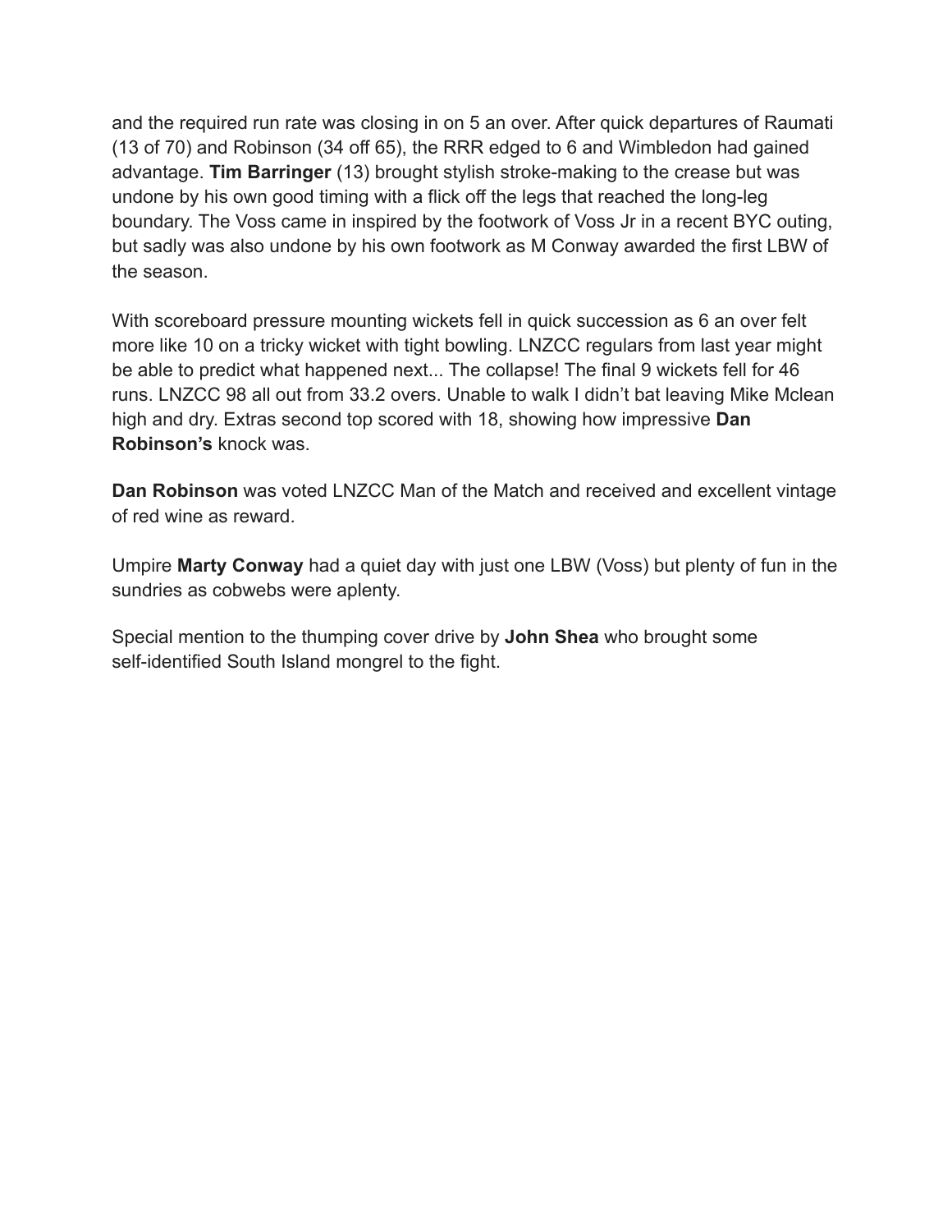and the required run rate was closing in on 5 an over. After quick departures of Raumati (13 of 70) and Robinson (34 off 65), the RRR edged to 6 and Wimbledon had gained advantage. **Tim Barringer** (13) brought stylish stroke-making to the crease but was undone by his own good timing with a flick off the legs that reached the long-leg boundary. The Voss came in inspired by the footwork of Voss Jr in a recent BYC outing, but sadly was also undone by his own footwork as M Conway awarded the first LBW of the season.

With scoreboard pressure mounting wickets fell in quick succession as 6 an over felt more like 10 on a tricky wicket with tight bowling. LNZCC regulars from last year might be able to predict what happened next... The collapse! The final 9 wickets fell for 46 runs. LNZCC 98 all out from 33.2 overs. Unable to walk I didn't bat leaving Mike Mclean high and dry. Extras second top scored with 18, showing how impressive **Dan Robinson's** knock was.

**Dan Robinson** was voted LNZCC Man of the Match and received and excellent vintage of red wine as reward.

Umpire **Marty Conway** had a quiet day with just one LBW (Voss) but plenty of fun in the sundries as cobwebs were aplenty.

Special mention to the thumping cover drive by **John Shea** who brought some self-identified South Island mongrel to the fight.